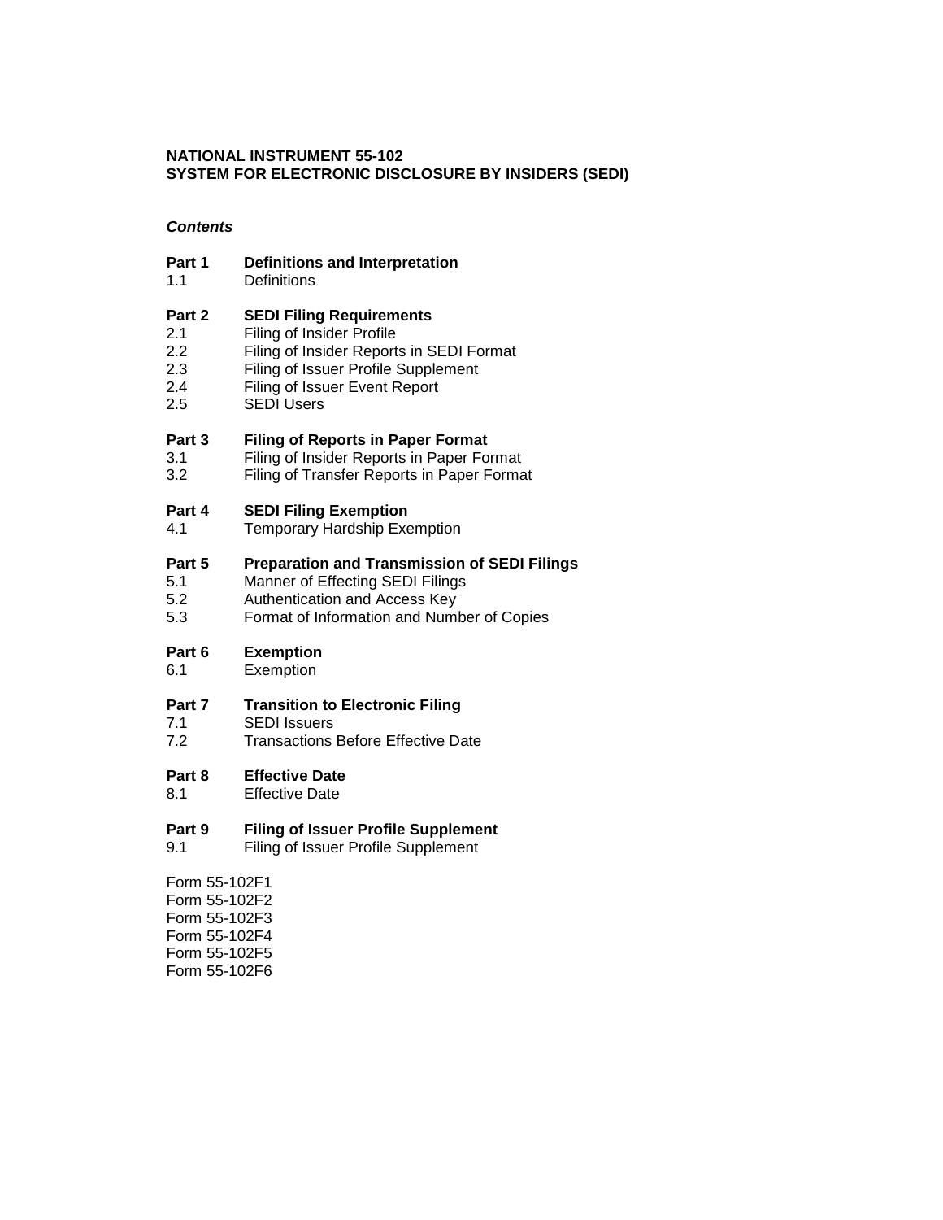**NATIONAL INSTRUMENT 55-102**
**SYSTEM FOR ELECTRONIC DISCLOSURE BY INSIDERS (SEDI)**

***Contents***

**Part 1 Definitions and Interpretation**
1.1 Definitions

**Part 2 SEDI Filing Requirements**
2.1 Filing of Insider Profile
2.2 Filing of Insider Reports in SEDI Format
2.3 Filing of Issuer Profile Supplement
2.4 Filing of Issuer Event Report
2.5 SEDI Users

**Part 3 Filing of Reports in Paper Format**
3.1 Filing of Insider Reports in Paper Format
3.2 Filing of Transfer Reports in Paper Format

**Part 4 SEDI Filing Exemption**
4.1 Temporary Hardship Exemption

**Part 5 Preparation and Transmission of SEDI Filings**
5.1 Manner of Effecting SEDI Filings
5.2 Authentication and Access Key
5.3 Format of Information and Number of Copies

**Part 6 Exemption**
6.1 Exemption

**Part 7 Transition to Electronic Filing**
7.1 SEDI Issuers
7.2 Transactions Before Effective Date

**Part 8 Effective Date**
8.1 Effective Date

**Part 9 Filing of Issuer Profile Supplement**
9.1 Filing of Issuer Profile Supplement

Form 55-102F1
Form 55-102F2
Form 55-102F3
Form 55-102F4
Form 55-102F5
Form 55-102F6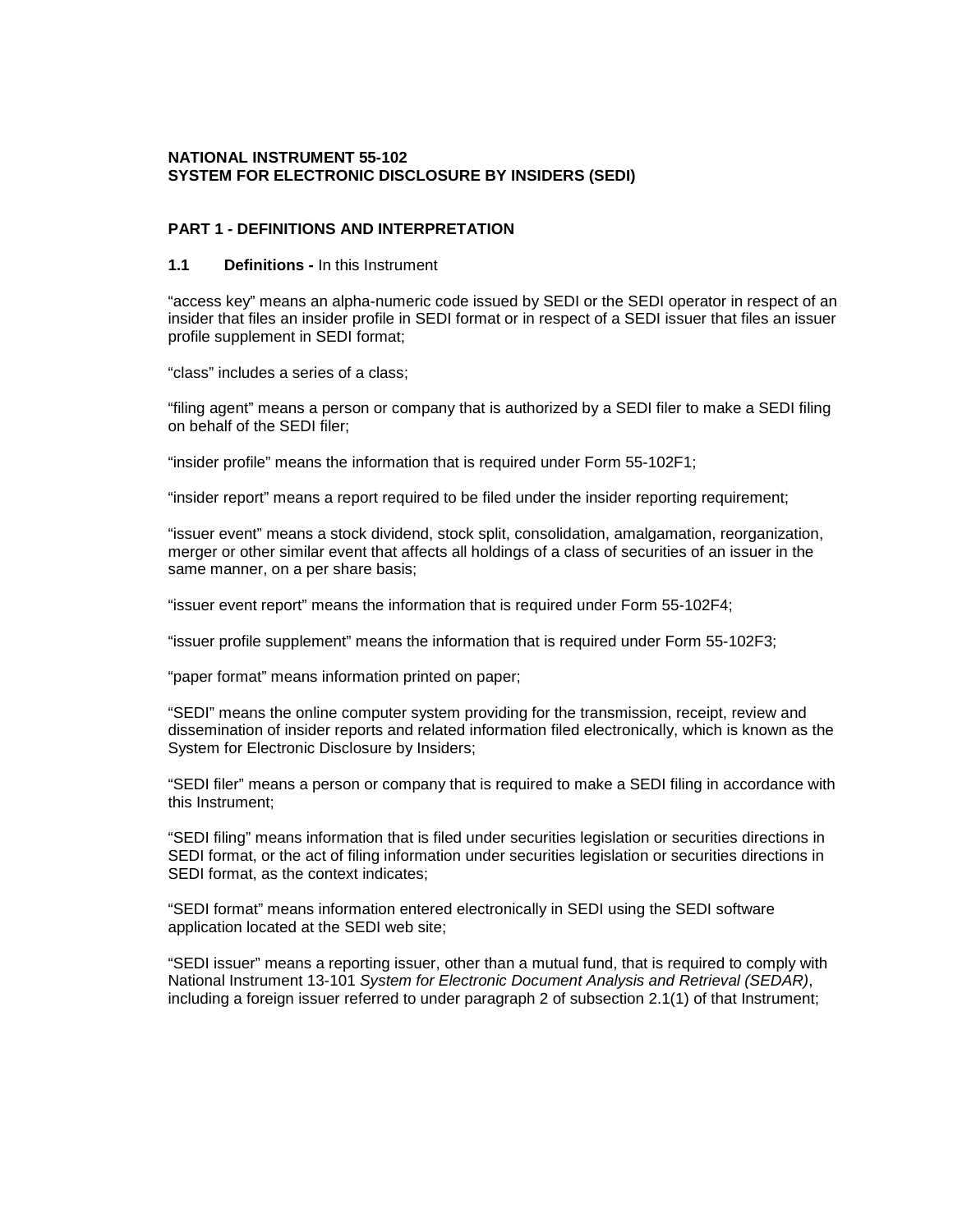# NATIONAL INSTRUMENT 55-102
# SYSTEM FOR ELECTRONIC DISCLOSURE BY INSIDERS (SEDI)

## PART 1 - DEFINITIONS AND INTERPRETATION

**1.1 Definitions -** In this Instrument

"access key" means an alpha-numeric code issued by SEDI or the SEDI operator in respect of an insider that files an insider profile in SEDI format or in respect of a SEDI issuer that files an issuer profile supplement in SEDI format;

"class" includes a series of a class;

"filing agent" means a person or company that is authorized by a SEDI filer to make a SEDI filing on behalf of the SEDI filer;

"insider profile" means the information that is required under Form 55-102F1;

"insider report" means a report required to be filed under the insider reporting requirement;

"issuer event" means a stock dividend, stock split, consolidation, amalgamation, reorganization, merger or other similar event that affects all holdings of a class of securities of an issuer in the same manner, on a per share basis;

"issuer event report" means the information that is required under Form 55-102F4;

"issuer profile supplement" means the information that is required under Form 55-102F3;

"paper format" means information printed on paper;

"SEDI" means the online computer system providing for the transmission, receipt, review and dissemination of insider reports and related information filed electronically, which is known as the System for Electronic Disclosure by Insiders;

"SEDI filer" means a person or company that is required to make a SEDI filing in accordance with this Instrument;

"SEDI filing" means information that is filed under securities legislation or securities directions in SEDI format, or the act of filing information under securities legislation or securities directions in SEDI format, as the context indicates;

"SEDI format" means information entered electronically in SEDI using the SEDI software application located at the SEDI web site;

"SEDI issuer" means a reporting issuer, other than a mutual fund, that is required to comply with National Instrument 13-101 *System for Electronic Document Analysis and Retrieval (SEDAR)*, including a foreign issuer referred to under paragraph 2 of subsection 2.1(1) of that Instrument;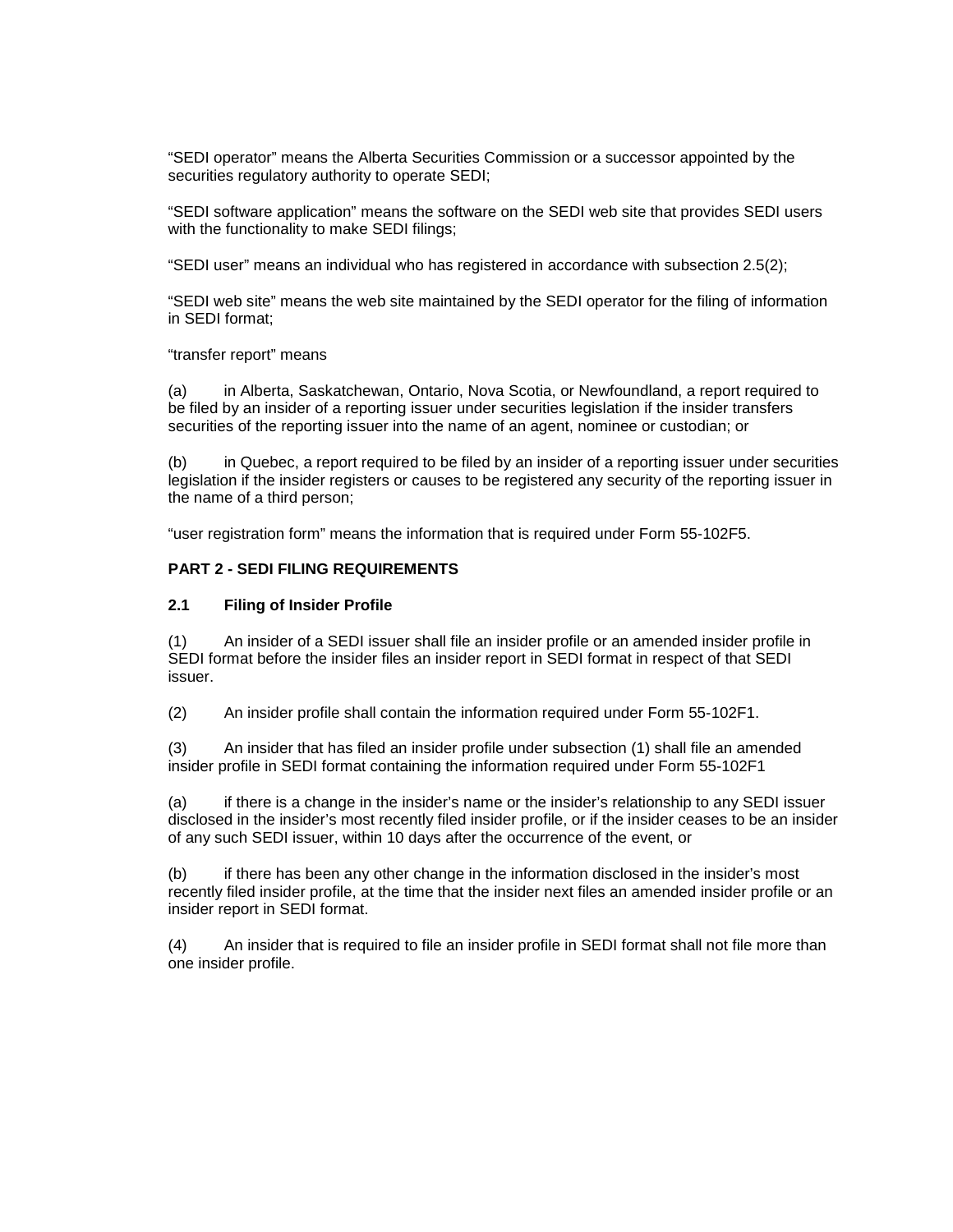"SEDI operator" means the Alberta Securities Commission or a successor appointed by the securities regulatory authority to operate SEDI;

"SEDI software application" means the software on the SEDI web site that provides SEDI users with the functionality to make SEDI filings;

"SEDI user" means an individual who has registered in accordance with subsection 2.5(2);

"SEDI web site" means the web site maintained by the SEDI operator for the filing of information in SEDI format;

"transfer report" means

(a) in Alberta, Saskatchewan, Ontario, Nova Scotia, or Newfoundland, a report required to be filed by an insider of a reporting issuer under securities legislation if the insider transfers securities of the reporting issuer into the name of an agent, nominee or custodian; or

(b) in Quebec, a report required to be filed by an insider of a reporting issuer under securities legislation if the insider registers or causes to be registered any security of the reporting issuer in the name of a third person;

"user registration form" means the information that is required under Form 55-102F5.

## PART 2 - SEDI FILING REQUIREMENTS

### 2.1 Filing of Insider Profile

(1) An insider of a SEDI issuer shall file an insider profile or an amended insider profile in SEDI format before the insider files an insider report in SEDI format in respect of that SEDI issuer.

(2) An insider profile shall contain the information required under Form 55-102F1.

(3) An insider that has filed an insider profile under subsection (1) shall file an amended insider profile in SEDI format containing the information required under Form 55-102F1

(a) if there is a change in the insider's name or the insider's relationship to any SEDI issuer disclosed in the insider's most recently filed insider profile, or if the insider ceases to be an insider of any such SEDI issuer, within 10 days after the occurrence of the event, or

(b) if there has been any other change in the information disclosed in the insider's most recently filed insider profile, at the time that the insider next files an amended insider profile or an insider report in SEDI format.

(4) An insider that is required to file an insider profile in SEDI format shall not file more than one insider profile.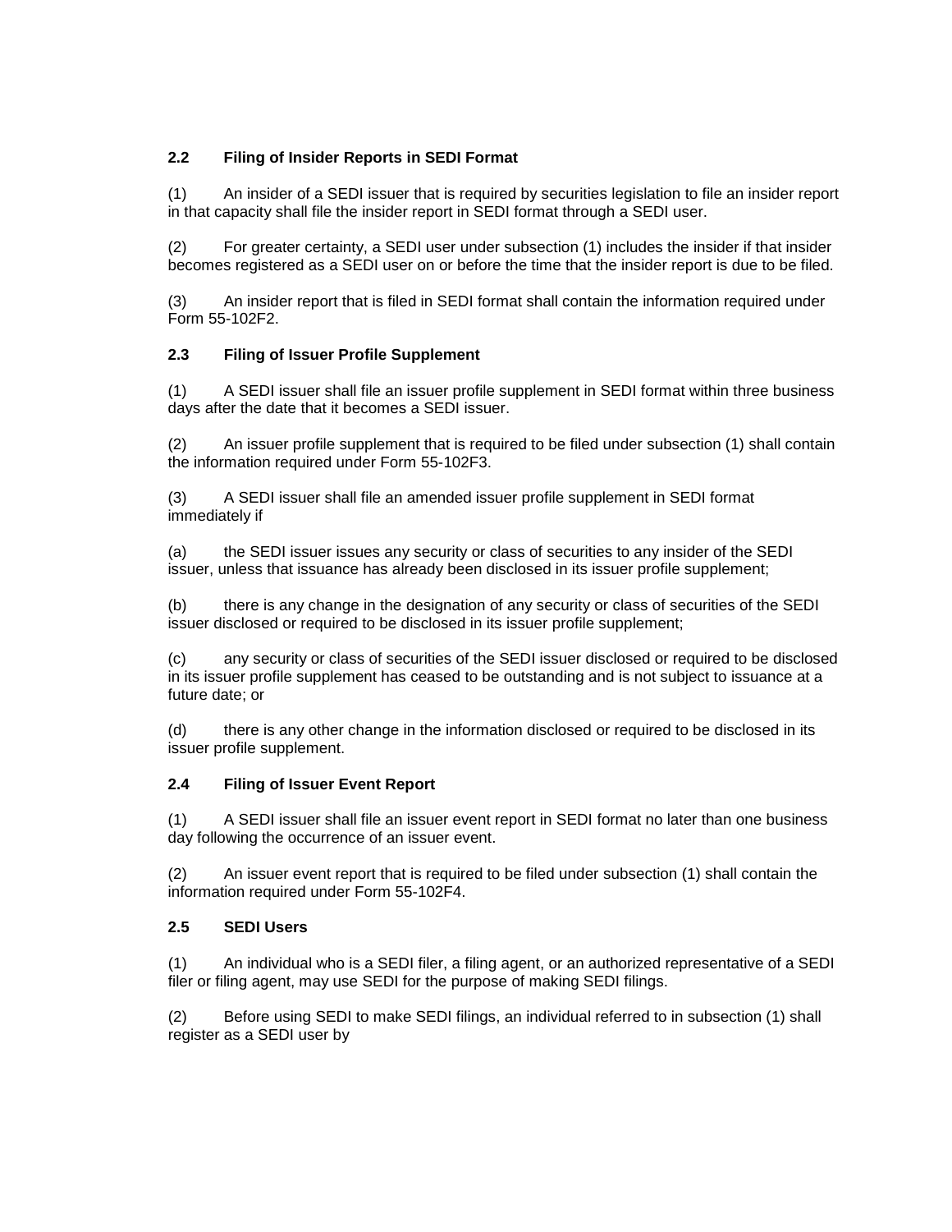### 2.2 Filing of Insider Reports in SEDI Format

(1) An insider of a SEDI issuer that is required by securities legislation to file an insider report in that capacity shall file the insider report in SEDI format through a SEDI user.

(2) For greater certainty, a SEDI user under subsection (1) includes the insider if that insider becomes registered as a SEDI user on or before the time that the insider report is due to be filed.

(3) An insider report that is filed in SEDI format shall contain the information required under Form 55-102F2.

### 2.3 Filing of Issuer Profile Supplement

(1) A SEDI issuer shall file an issuer profile supplement in SEDI format within three business days after the date that it becomes a SEDI issuer.

(2) An issuer profile supplement that is required to be filed under subsection (1) shall contain the information required under Form 55-102F3.

(3) A SEDI issuer shall file an amended issuer profile supplement in SEDI format immediately if

(a) the SEDI issuer issues any security or class of securities to any insider of the SEDI issuer, unless that issuance has already been disclosed in its issuer profile supplement;

(b) there is any change in the designation of any security or class of securities of the SEDI issuer disclosed or required to be disclosed in its issuer profile supplement;

(c) any security or class of securities of the SEDI issuer disclosed or required to be disclosed in its issuer profile supplement has ceased to be outstanding and is not subject to issuance at a future date; or

(d) there is any other change in the information disclosed or required to be disclosed in its issuer profile supplement.

### 2.4 Filing of Issuer Event Report

(1) A SEDI issuer shall file an issuer event report in SEDI format no later than one business day following the occurrence of an issuer event.

(2) An issuer event report that is required to be filed under subsection (1) shall contain the information required under Form 55-102F4.

### 2.5 SEDI Users

(1) An individual who is a SEDI filer, a filing agent, or an authorized representative of a SEDI filer or filing agent, may use SEDI for the purpose of making SEDI filings.

(2) Before using SEDI to make SEDI filings, an individual referred to in subsection (1) shall register as a SEDI user by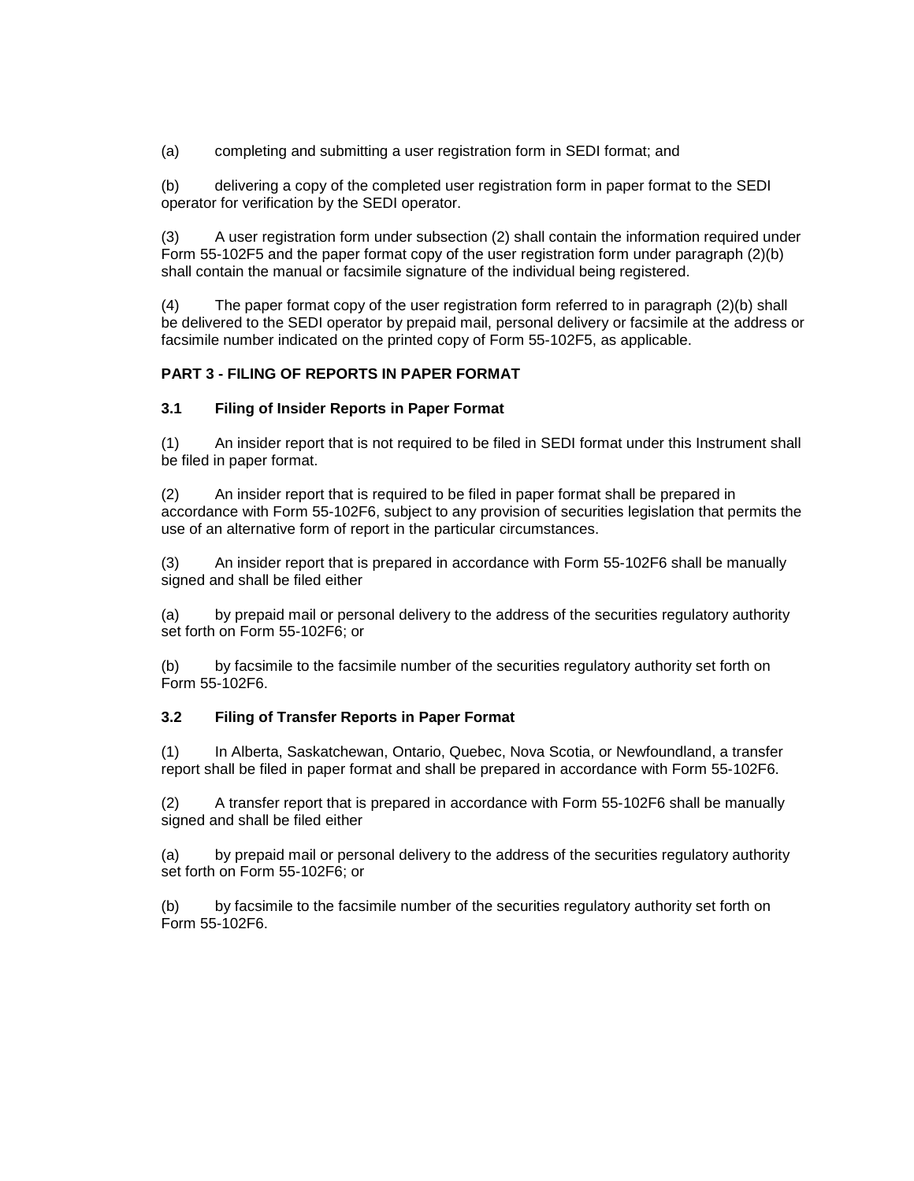(a) completing and submitting a user registration form in SEDI format; and

(b) delivering a copy of the completed user registration form in paper format to the SEDI operator for verification by the SEDI operator.

(3) A user registration form under subsection (2) shall contain the information required under Form 55-102F5 and the paper format copy of the user registration form under paragraph (2)(b) shall contain the manual or facsimile signature of the individual being registered.

(4) The paper format copy of the user registration form referred to in paragraph (2)(b) shall be delivered to the SEDI operator by prepaid mail, personal delivery or facsimile at the address or facsimile number indicated on the printed copy of Form 55-102F5, as applicable.

## PART 3 - FILING OF REPORTS IN PAPER FORMAT

### 3.1 Filing of Insider Reports in Paper Format

(1) An insider report that is not required to be filed in SEDI format under this Instrument shall be filed in paper format.

(2) An insider report that is required to be filed in paper format shall be prepared in accordance with Form 55-102F6, subject to any provision of securities legislation that permits the use of an alternative form of report in the particular circumstances.

(3) An insider report that is prepared in accordance with Form 55-102F6 shall be manually signed and shall be filed either

(a) by prepaid mail or personal delivery to the address of the securities regulatory authority set forth on Form 55-102F6; or

(b) by facsimile to the facsimile number of the securities regulatory authority set forth on Form 55-102F6.

### 3.2 Filing of Transfer Reports in Paper Format

(1) In Alberta, Saskatchewan, Ontario, Quebec, Nova Scotia, or Newfoundland, a transfer report shall be filed in paper format and shall be prepared in accordance with Form 55-102F6.

(2) A transfer report that is prepared in accordance with Form 55-102F6 shall be manually signed and shall be filed either

(a) by prepaid mail or personal delivery to the address of the securities regulatory authority set forth on Form 55-102F6; or

(b) by facsimile to the facsimile number of the securities regulatory authority set forth on Form 55-102F6.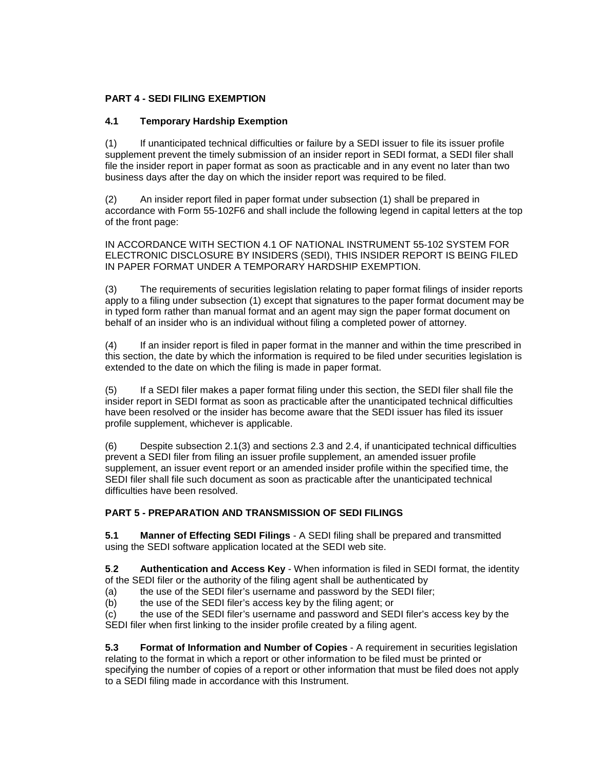## PART 4 - SEDI FILING EXEMPTION

### 4.1 Temporary Hardship Exemption

(1) If unanticipated technical difficulties or failure by a SEDI issuer to file its issuer profile supplement prevent the timely submission of an insider report in SEDI format, a SEDI filer shall file the insider report in paper format as soon as practicable and in any event no later than two business days after the day on which the insider report was required to be filed.

(2) An insider report filed in paper format under subsection (1) shall be prepared in accordance with Form 55-102F6 and shall include the following legend in capital letters at the top of the front page:

IN ACCORDANCE WITH SECTION 4.1 OF NATIONAL INSTRUMENT 55-102 SYSTEM FOR ELECTRONIC DISCLOSURE BY INSIDERS (SEDI), THIS INSIDER REPORT IS BEING FILED IN PAPER FORMAT UNDER A TEMPORARY HARDSHIP EXEMPTION.

(3) The requirements of securities legislation relating to paper format filings of insider reports apply to a filing under subsection (1) except that signatures to the paper format document may be in typed form rather than manual format and an agent may sign the paper format document on behalf of an insider who is an individual without filing a completed power of attorney.

(4) If an insider report is filed in paper format in the manner and within the time prescribed in this section, the date by which the information is required to be filed under securities legislation is extended to the date on which the filing is made in paper format.

(5) If a SEDI filer makes a paper format filing under this section, the SEDI filer shall file the insider report in SEDI format as soon as practicable after the unanticipated technical difficulties have been resolved or the insider has become aware that the SEDI issuer has filed its issuer profile supplement, whichever is applicable.

(6) Despite subsection 2.1(3) and sections 2.3 and 2.4, if unanticipated technical difficulties prevent a SEDI filer from filing an issuer profile supplement, an amended issuer profile supplement, an issuer event report or an amended insider profile within the specified time, the SEDI filer shall file such document as soon as practicable after the unanticipated technical difficulties have been resolved.

## PART 5 - PREPARATION AND TRANSMISSION OF SEDI FILINGS

**5.1 Manner of Effecting SEDI Filings** - A SEDI filing shall be prepared and transmitted using the SEDI software application located at the SEDI web site.

**5.2 Authentication and Access Key** - When information is filed in SEDI format, the identity of the SEDI filer or the authority of the filing agent shall be authenticated by

(a) the use of the SEDI filer's username and password by the SEDI filer;
(b) the use of the SEDI filer's access key by the filing agent; or
(c) the use of the SEDI filer's username and password and SEDI filer's access key by the SEDI filer when first linking to the insider profile created by a filing agent.

**5.3 Format of Information and Number of Copies** - A requirement in securities legislation relating to the format in which a report or other information to be filed must be printed or specifying the number of copies of a report or other information that must be filed does not apply to a SEDI filing made in accordance with this Instrument.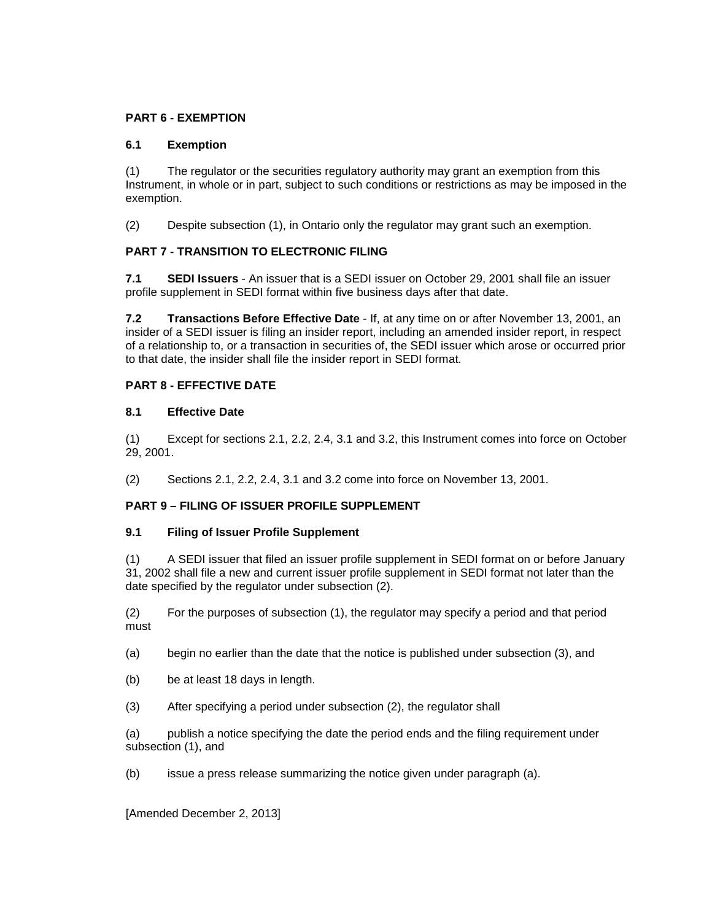## PART 6 - EXEMPTION

### 6.1 Exemption

(1) The regulator or the securities regulatory authority may grant an exemption from this Instrument, in whole or in part, subject to such conditions or restrictions as may be imposed in the exemption.

(2) Despite subsection (1), in Ontario only the regulator may grant such an exemption.

## PART 7 - TRANSITION TO ELECTRONIC FILING

**7.1 SEDI Issuers** - An issuer that is a SEDI issuer on October 29, 2001 shall file an issuer profile supplement in SEDI format within five business days after that date.

**7.2 Transactions Before Effective Date** - If, at any time on or after November 13, 2001, an insider of a SEDI issuer is filing an insider report, including an amended insider report, in respect of a relationship to, or a transaction in securities of, the SEDI issuer which arose or occurred prior to that date, the insider shall file the insider report in SEDI format.

## PART 8 - EFFECTIVE DATE

### 8.1 Effective Date

(1) Except for sections 2.1, 2.2, 2.4, 3.1 and 3.2, this Instrument comes into force on October 29, 2001.

(2) Sections 2.1, 2.2, 2.4, 3.1 and 3.2 come into force on November 13, 2001.

## PART 9 – FILING OF ISSUER PROFILE SUPPLEMENT

### 9.1 Filing of Issuer Profile Supplement

(1) A SEDI issuer that filed an issuer profile supplement in SEDI format on or before January 31, 2002 shall file a new and current issuer profile supplement in SEDI format not later than the date specified by the regulator under subsection (2).

(2) For the purposes of subsection (1), the regulator may specify a period and that period must

(a) begin no earlier than the date that the notice is published under subsection (3), and

(b) be at least 18 days in length.

(3) After specifying a period under subsection (2), the regulator shall

(a) publish a notice specifying the date the period ends and the filing requirement under subsection (1), and

(b) issue a press release summarizing the notice given under paragraph (a).

[Amended December 2, 2013]